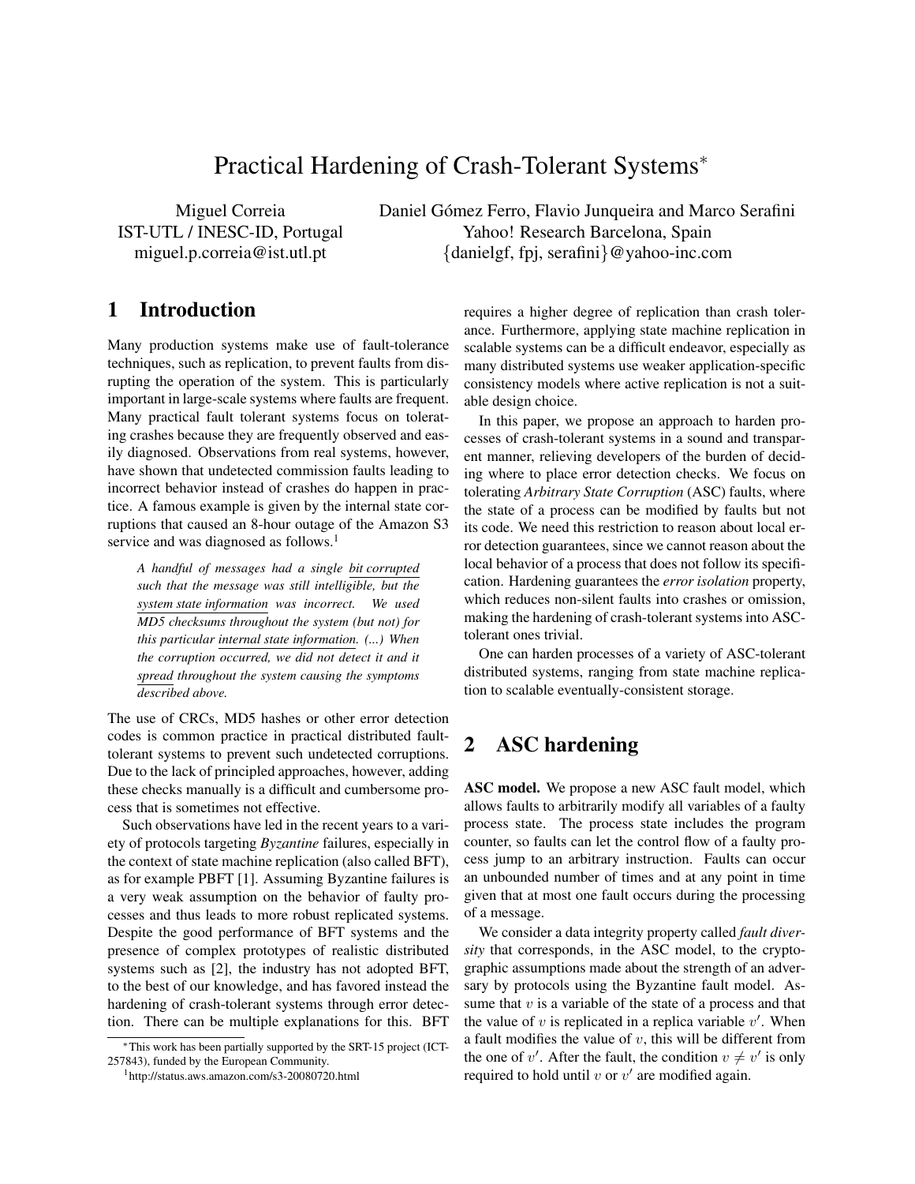# Practical Hardening of Crash-Tolerant Systems*

Miguel Correia
IST-UTL / INESC-ID, Portugal
miguel.p.correia@ist.utl.pt

Daniel Gómez Ferro, Flavio Junqueira and Marco Serafini
Yahoo! Research Barcelona, Spain
{danielgf, fpj, serafini}@yahoo-inc.com

## 1 Introduction

Many production systems make use of fault-tolerance techniques, such as replication, to prevent faults from disrupting the operation of the system. This is particularly important in large-scale systems where faults are frequent. Many practical fault tolerant systems focus on tolerating crashes because they are frequently observed and easily diagnosed. Observations from real systems, however, have shown that undetected commission faults leading to incorrect behavior instead of crashes do happen in practice. A famous example is given by the internal state corruptions that caused an 8-hour outage of the Amazon S3 service and was diagnosed as follows.[1]

> *A handful of messages had a single bit corrupted such that the message was still intelligible, but the system state information was incorrect. We used MD5 checksums throughout the system (but not) for this particular internal state information. (...) When the corruption occurred, we did not detect it and it spread throughout the system causing the symptoms described above.*

The use of CRCs, MD5 hashes or other error detection codes is common practice in practical distributed fault-tolerant systems to prevent such undetected corruptions. Due to the lack of principled approaches, however, adding these checks manually is a difficult and cumbersome process that is sometimes not effective.

Such observations have led in the recent years to a variety of protocols targeting *Byzantine* failures, especially in the context of state machine replication (also called BFT), as for example PBFT [1]. Assuming Byzantine failures is a very weak assumption on the behavior of faulty processes and thus leads to more robust replicated systems. Despite the good performance of BFT systems and the presence of complex prototypes of realistic distributed systems such as [2], the industry has not adopted BFT, to the best of our knowledge, and has favored instead the hardening of crash-tolerant systems through error detection. There can be multiple explanations for this. BFT requires a higher degree of replication than crash tolerance. Furthermore, applying state machine replication in scalable systems can be a difficult endeavor, especially as many distributed systems use weaker application-specific consistency models where active replication is not a suitable design choice.

In this paper, we propose an approach to harden processes of crash-tolerant systems in a sound and transparent manner, relieving developers of the burden of deciding where to place error detection checks. We focus on tolerating *Arbitrary State Corruption* (ASC) faults, where the state of a process can be modified by faults but not its code. We need this restriction to reason about local error detection guarantees, since we cannot reason about the local behavior of a process that does not follow its specification. Hardening guarantees the *error isolation* property, which reduces non-silent faults into crashes or omission, making the hardening of crash-tolerant systems into ASC-tolerant ones trivial.

One can harden processes of a variety of ASC-tolerant distributed systems, ranging from state machine replication to scalable eventually-consistent storage.

## 2 ASC hardening

**ASC model.** We propose a new ASC fault model, which allows faults to arbitrarily modify all variables of a faulty process state. The process state includes the program counter, so faults can let the control flow of a faulty process jump to an arbitrary instruction. Faults can occur an unbounded number of times and at any point in time given that at most one fault occurs during the processing of a message.

We consider a data integrity property called *fault diversity* that corresponds, in the ASC model, to the cryptographic assumptions made about the strength of an adversary by protocols using the Byzantine fault model. Assume that $v$ is a variable of the state of a process and that the value of $v$ is replicated in a replica variable $v'$. When a fault modifies the value of $v$, this will be different from the one of $v'$. After the fault, the condition $v \neq v'$ is only required to hold until $v$ or $v'$ are modified again.

*This work has been partially supported by the SRT-15 project (ICT-257843), funded by the European Community.

[1] http://status.aws.amazon.com/s3-20080720.html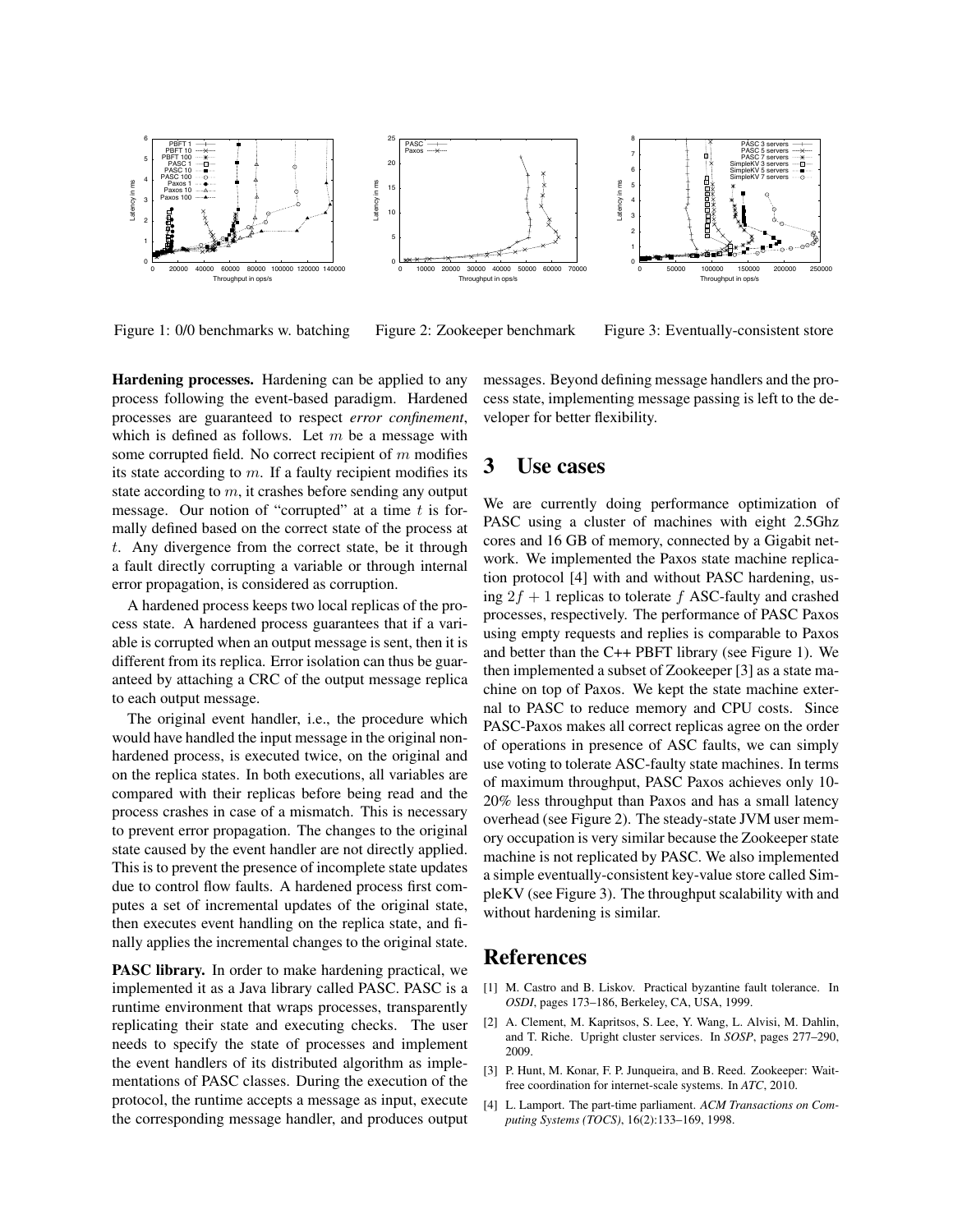6
5
4
3
2
1
0
0 20000 40000 60000 80000 100000 120000 140000
Latency in ms
Throughput in ops/s
PBFT 1
PBFT 10
PBFT 100
PASC 1
PASC 10
PASC 100
Paxos 1
Paxos 10
Paxos 100

Figure 1: 0/0 benchmarks w. batching

25
20
15
10
5
0
0 10000 20000 30000 40000 50000 60000 70000
Latency in ms
Throughput in ops/s
PASC
Paxos

Figure 2: Zookeeper benchmark

8
7
6
5
4
3
2
1
0
0 50000 100000 150000 200000 250000
Latency in ms
Throughput in ops/s
PASC 3 servers
PASC 5 servers
PASC 7 servers
SimpleKV 3 servers
SimpleKV 5 servers
SimpleKV 7 servers

Figure 3: Eventually-consistent store

**Hardening processes.** Hardening can be applied to any process following the event-based paradigm. Hardened processes are guaranteed to respect *error confinement*, which is defined as follows. Let $m$ be a message with some corrupted field. No correct recipient of $m$ modifies its state according to $m$. If a faulty recipient modifies its state according to $m$, it crashes before sending any output message. Our notion of "corrupted" at a time $t$ is formally defined based on the correct state of the process at $t$. Any divergence from the correct state, be it through a fault directly corrupting a variable or through internal error propagation, is considered as corruption.

A hardened process keeps two local replicas of the process state. A hardened process guarantees that if a variable is corrupted when an output message is sent, then it is different from its replica. Error isolation can thus be guaranteed by attaching a CRC of the output message replica to each output message.

The original event handler, i.e., the procedure which would have handled the input message in the original non-hardened process, is executed twice, on the original and on the replica states. In both executions, all variables are compared with their replicas before being read and the process crashes in case of a mismatch. This is necessary to prevent error propagation. The changes to the original state caused by the event handler are not directly applied. This is to prevent the presence of incomplete state updates due to control flow faults. A hardened process first computes a set of incremental updates of the original state, then executes event handling on the replica state, and finally applies the incremental changes to the original state.

**PASC library.** In order to make hardening practical, we implemented it as a Java library called PASC. PASC is a runtime environment that wraps processes, transparently replicating their state and executing checks. The user needs to specify the state of processes and implement the event handlers of its distributed algorithm as implementations of PASC classes. During the execution of the protocol, the runtime accepts a message as input, execute the corresponding message handler, and produces output messages. Beyond defining message handlers and the process state, implementing message passing is left to the developer for better flexibility.

## 3 Use cases

We are currently doing performance optimization of PASC using a cluster of machines with eight 2.5Ghz cores and 16 GB of memory, connected by a Gigabit network. We implemented the Paxos state machine replication protocol [4] with and without PASC hardening, using $2f + 1$ replicas to tolerate $f$ ASC-faulty and crashed processes, respectively. The performance of PASC Paxos using empty requests and replies is comparable to Paxos and better than the C++ PBFT library (see Figure 1). We then implemented a subset of Zookeeper [3] as a state machine on top of Paxos. We kept the state machine external to PASC to reduce memory and CPU costs. Since PASC-Paxos makes all correct replicas agree on the order of operations in presence of ASC faults, we can simply use voting to tolerate ASC-faulty state machines. In terms of maximum throughput, PASC Paxos achieves only 10-20% less throughput than Paxos and has a small latency overhead (see Figure 2). The steady-state JVM user memory occupation is very similar because the Zookeeper state machine is not replicated by PASC. We also implemented a simple eventually-consistent key-value store called SimpleKV (see Figure 3). The throughput scalability with and without hardening is similar.

## References

[1] M. Castro and B. Liskov. Practical byzantine fault tolerance. In *OSDI*, pages 173–186, Berkeley, CA, USA, 1999.

[2] A. Clement, M. Kapritsos, S. Lee, Y. Wang, L. Alvisi, M. Dahlin, and T. Riche. Upright cluster services. In *SOSP*, pages 277–290, 2009.

[3] P. Hunt, M. Konar, F. P. Junqueira, and B. Reed. Zookeeper: Wait-free coordination for internet-scale systems. In *ATC*, 2010.

[4] L. Lamport. The part-time parliament. *ACM Transactions on Computing Systems (TOCS)*, 16(2):133–169, 1998.